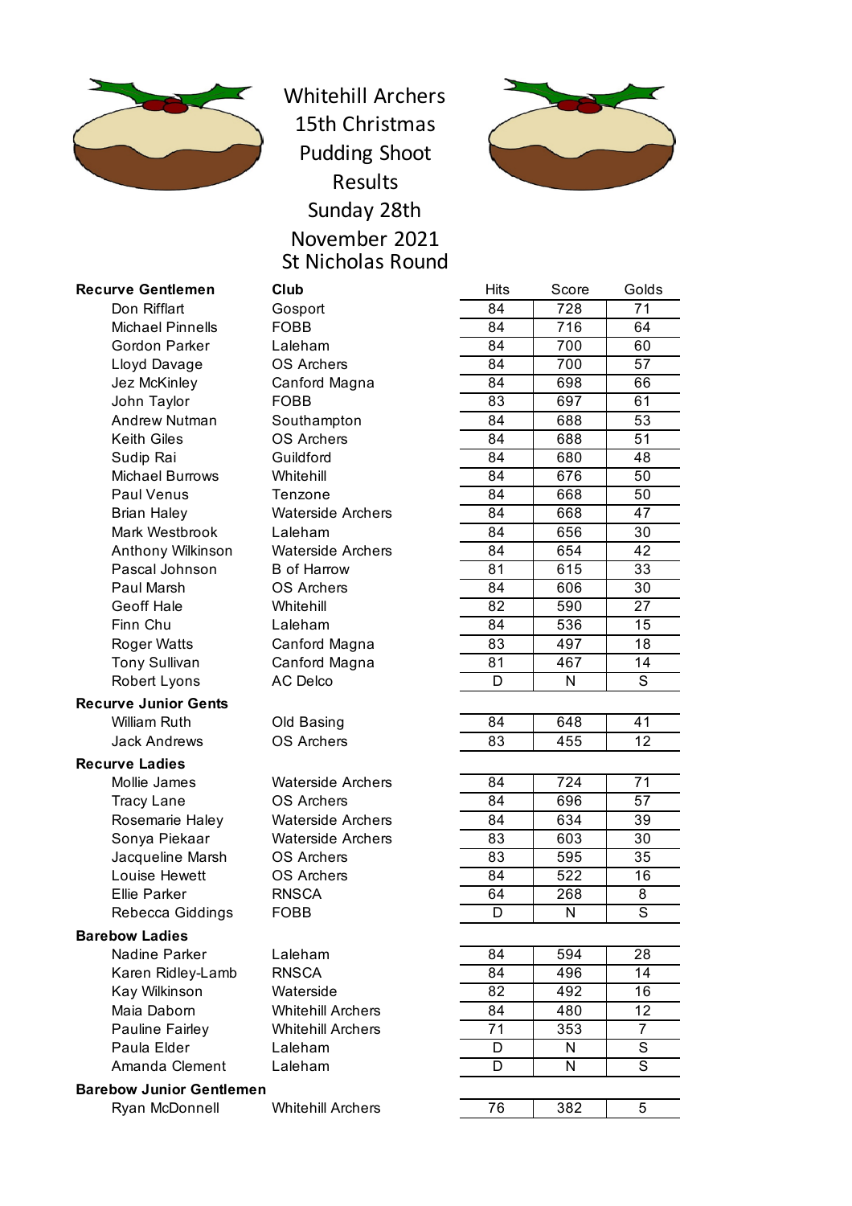# Whitehill Archers 15th Christmas Pudding Shoot Results

## Sunday 28th November 2021

## St Nicholas Round

| Recurve Gentlemen | Club | Hits | Score | Golds |
|---|---|---|---|---|
| Don Rifflart | Gosport | 84 | 728 | 71 |
| Michael Pinnells | FOBB | 84 | 716 | 64 |
| Gordon Parker | Laleham | 84 | 700 | 60 |
| Lloyd Davage | OS Archers | 84 | 700 | 57 |
| Jez McKinley | Canford Magna | 84 | 698 | 66 |
| John Taylor | FOBB | 83 | 697 | 61 |
| Andrew Nutman | Southampton | 84 | 688 | 53 |
| Keith Giles | OS Archers | 84 | 688 | 51 |
| Sudip Rai | Guildford | 84 | 680 | 48 |
| Michael Burrows | Whitehill | 84 | 676 | 50 |
| Paul Venus | Tenzone | 84 | 668 | 50 |
| Brian Haley | Waterside Archers | 84 | 668 | 47 |
| Mark Westbrook | Laleham | 84 | 656 | 30 |
| Anthony Wilkinson | Waterside Archers | 84 | 654 | 42 |
| Pascal Johnson | B of Harrow | 81 | 615 | 33 |
| Paul Marsh | OS Archers | 84 | 606 | 30 |
| Geoff Hale | Whitehill | 82 | 590 | 27 |
| Finn Chu | Laleham | 84 | 536 | 15 |
| Roger Watts | Canford Magna | 83 | 497 | 18 |
| Tony Sullivan | Canford Magna | 81 | 467 | 14 |
| Robert Lyons | AC Delco | D | N | S |
| **Recurve Junior Gents** | | | | |
| William Ruth | Old Basing | 84 | 648 | 41 |
| Jack Andrews | OS Archers | 83 | 455 | 12 |
| **Recurve Ladies** | | | | |
| Mollie James | Waterside Archers | 84 | 724 | 71 |
| Tracy Lane | OS Archers | 84 | 696 | 57 |
| Rosemarie Haley | Waterside Archers | 84 | 634 | 39 |
| Sonya Piekaar | Waterside Archers | 83 | 603 | 30 |
| Jacqueline Marsh | OS Archers | 83 | 595 | 35 |
| Louise Hewett | OS Archers | 84 | 522 | 16 |
| Ellie Parker | RNSCA | 64 | 268 | 8 |
| Rebecca Giddings | FOBB | D | N | S |
| **Barebow Ladies** | | | | |
| Nadine Parker | Laleham | 84 | 594 | 28 |
| Karen Ridley-Lamb | RNSCA | 84 | 496 | 14 |
| Kay Wilkinson | Waterside | 82 | 492 | 16 |
| Maia Daborn | Whitehill Archers | 84 | 480 | 12 |
| Pauline Fairley | Whitehill Archers | 71 | 353 | 7 |
| Paula Elder | Laleham | D | N | S |
| Amanda Clement | Laleham | D | N | S |
| **Barebow Junior Gentlemen** | | | | |
| Ryan McDonnell | Whitehill Archers | 76 | 382 | 5 |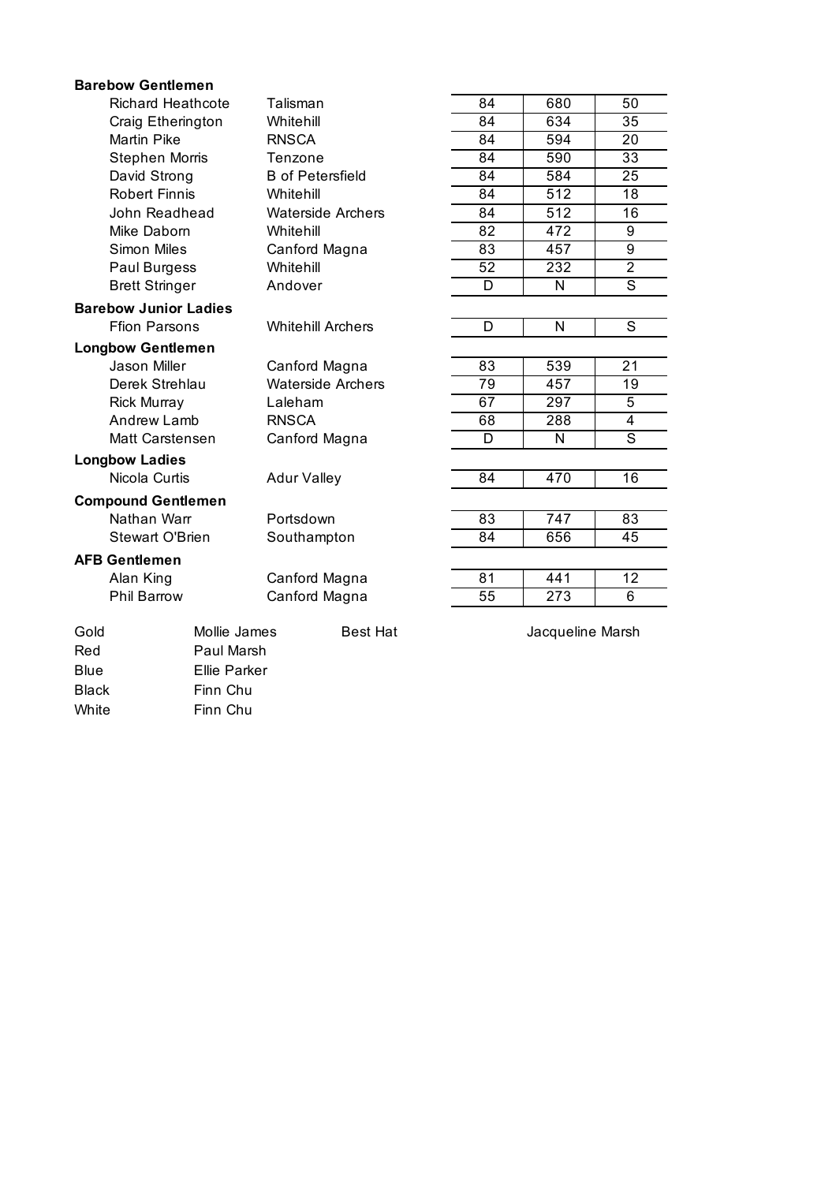| | | | | |
|---|---|---|---|---|
| **Barebow Gentlemen** | | | | |
| Richard Heathcote | Talisman | 84 | 680 | 50 |
| Craig Etherington | Whitehill | 84 | 634 | 35 |
| Martin Pike | RNSCA | 84 | 594 | 20 |
| Stephen Morris | Tenzone | 84 | 590 | 33 |
| David Strong | B of Petersfield | 84 | 584 | 25 |
| Robert Finnis | Whitehill | 84 | 512 | 18 |
| John Readhead | Waterside Archers | 84 | 512 | 16 |
| Mike Daborn | Whitehill | 82 | 472 | 9 |
| Simon Miles | Canford Magna | 83 | 457 | 9 |
| Paul Burgess | Whitehill | 52 | 232 | 2 |
| Brett Stringer | Andover | D | N | S |
| **Barebow Junior Ladies** | | | | |
| Ffion Parsons | Whitehill Archers | D | N | S |
| **Longbow Gentlemen** | | | | |
| Jason Miller | Canford Magna | 83 | 539 | 21 |
| Derek Strehlau | Waterside Archers | 79 | 457 | 19 |
| Rick Murray | Laleham | 67 | 297 | 5 |
| Andrew Lamb | RNSCA | 68 | 288 | 4 |
| Matt Carstensen | Canford Magna | D | N | S |
| **Longbow Ladies** | | | | |
| Nicola Curtis | Adur Valley | 84 | 470 | 16 |
| **Compound Gentlemen** | | | | |
| Nathan Warr | Portsdown | 83 | 747 | 83 |
| Stewart O'Brien | Southampton | 84 | 656 | 45 |
| **AFB Gentlemen** | | | | |
| Alan King | Canford Magna | 81 | 441 | 12 |
| Phil Barrow | Canford Magna | 55 | 273 | 6 |

| | | | |
|---|---|---|---|
| Gold | Mollie James | Best Hat | Jacqueline Marsh |
| Red | Paul Marsh | | |
| Blue | Ellie Parker | | |
| Black | Finn Chu | | |
| White | Finn Chu | | |